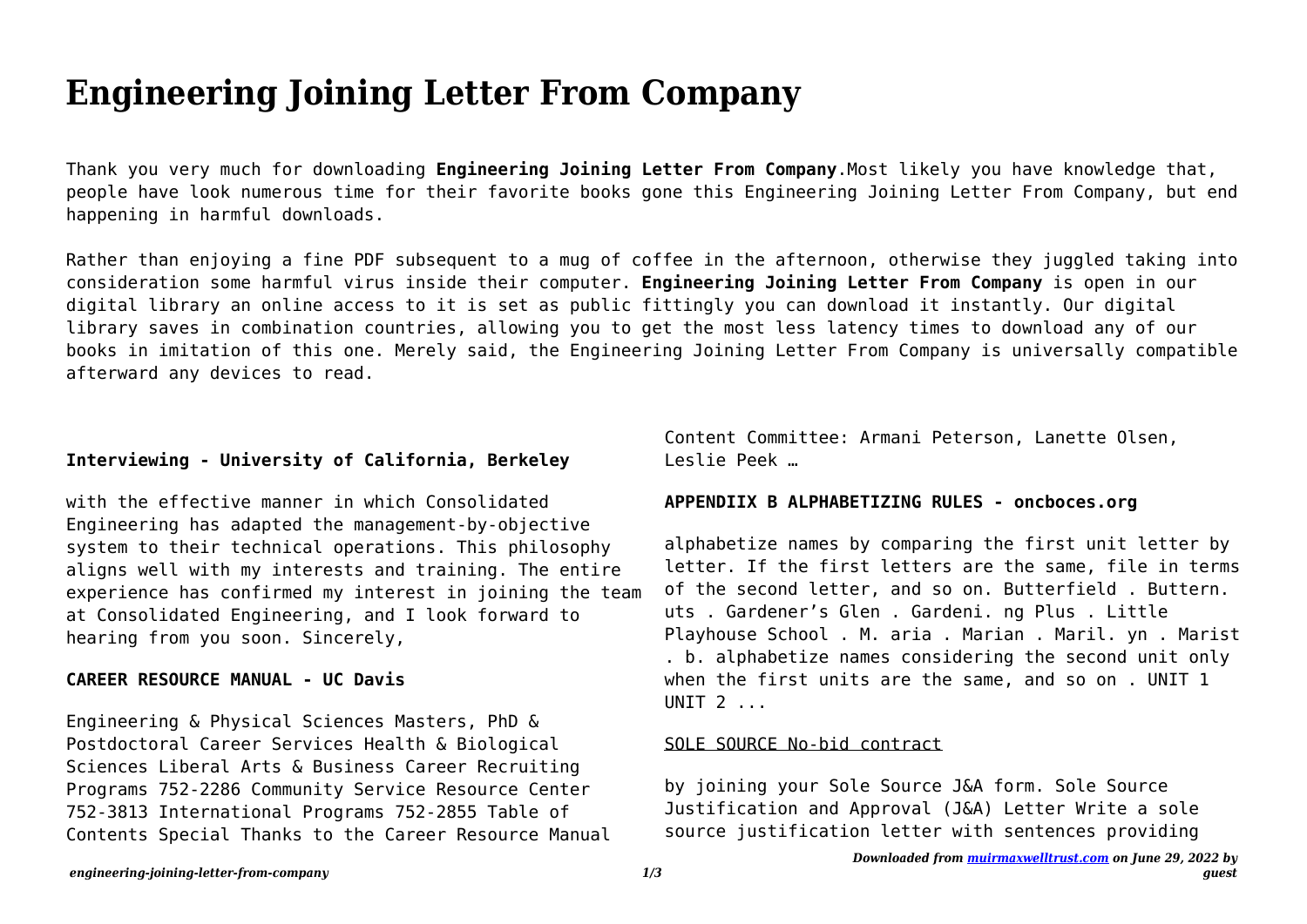# Engineering Joining Letter From Company

Thank you very much for downloading **Engineering Joining Letter From Company**.Most likely you have knowledge that, people have look numerous time for their favorite books gone this Engineering Joining Letter From Company, but end happening in harmful downloads.

Rather than enjoying a fine PDF subsequent to a mug of coffee in the afternoon, otherwise they juggled taking into consideration some harmful virus inside their computer. **Engineering Joining Letter From Company** is open in our digital library an online access to it is set as public fittingly you can download it instantly. Our digital library saves in combination countries, allowing you to get the most less latency times to download any of our books in imitation of this one. Merely said, the Engineering Joining Letter From Company is universally compatible afterward any devices to read.

**Interviewing - University of California, Berkeley**

with the effective manner in which Consolidated Engineering has adapted the management-by-objective system to their technical operations. This philosophy aligns well with my interests and training. The entire experience has confirmed my interest in joining the team at Consolidated Engineering, and I look forward to hearing from you soon. Sincerely,

**CAREER RESOURCE MANUAL - UC Davis**

Engineering & Physical Sciences Masters, PhD & Postdoctoral Career Services Health & Biological Sciences Liberal Arts & Business Career Recruiting Programs 752-2286 Community Service Resource Center 752-3813 International Programs 752-2855 Table of Contents Special Thanks to the Career Resource Manual Content Committee: Armani Peterson, Lanette Olsen, Leslie Peek …

**APPENDIIX B ALPHABETIZING RULES - oncboces.org**

alphabetize names by comparing the first unit letter by letter. If the first letters are the same, file in terms of the second letter, and so on. Butterfield . Buttern. uts . Gardener's Glen . Gardeni. ng Plus . Little Playhouse School . M. aria . Marian . Maril. yn . Marist . b. alphabetize names considering the second unit only when the first units are the same, and so on . UNIT 1 UNIT 2 ...

SOLE SOURCE No-bid contract

by joining your Sole Source J&A form. Sole Source Justification and Approval (J&A) Letter Write a sole source justification letter with sentences providing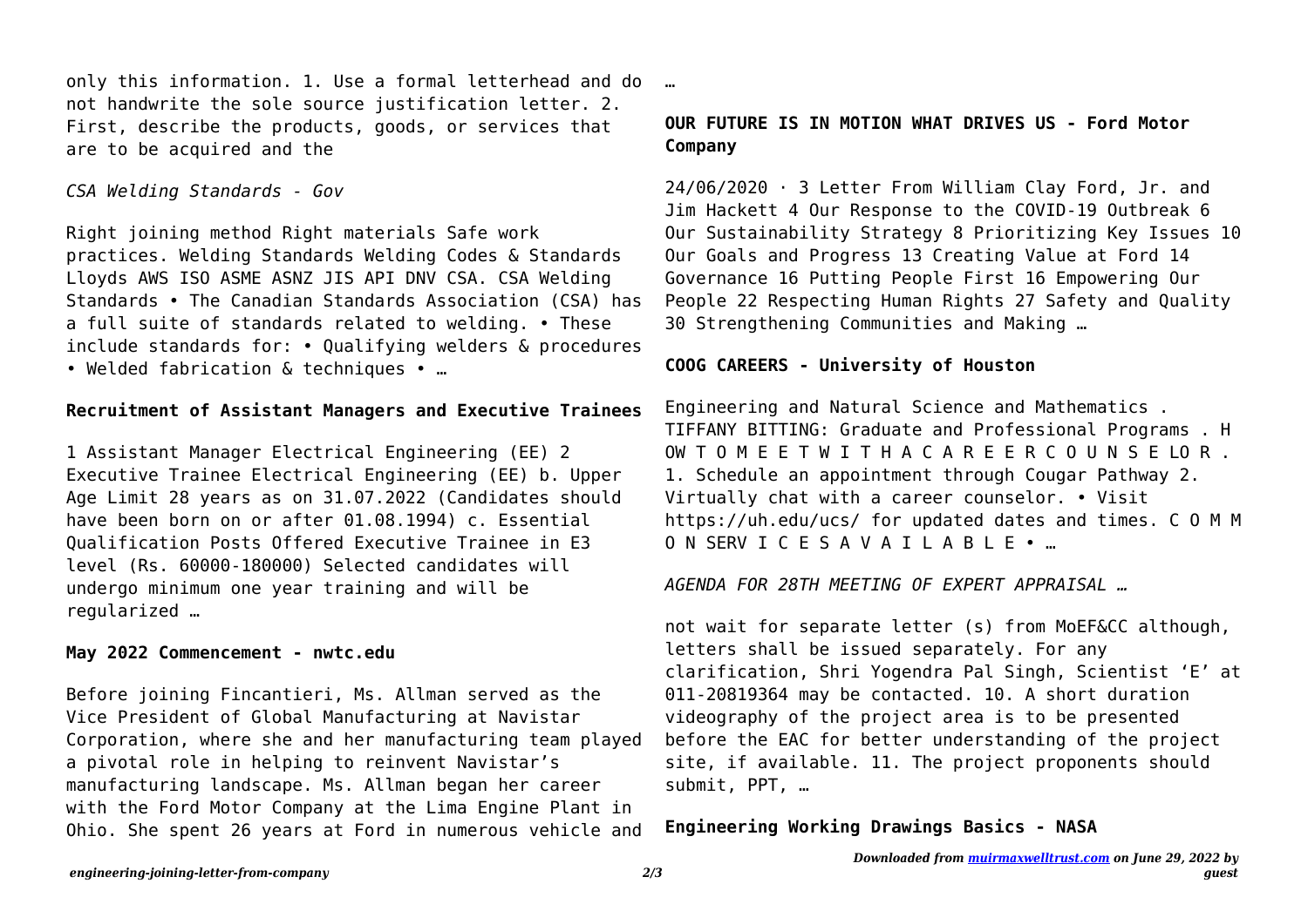only this information. 1. Use a formal letterhead and do not handwrite the sole source justification letter. 2. First, describe the products, goods, or services that are to be acquired and the

*CSA Welding Standards - Gov*

Right joining method Right materials Safe work practices. Welding Standards Welding Codes & Standards Lloyds AWS ISO ASME ASNZ JIS API DNV CSA. CSA Welding Standards • The Canadian Standards Association (CSA) has a full suite of standards related to welding. • These include standards for: • Qualifying welders & procedures • Welded fabrication & techniques • …

**Recruitment of Assistant Managers and Executive Trainees**

1 Assistant Manager Electrical Engineering (EE) 2 Executive Trainee Electrical Engineering (EE) b. Upper Age Limit 28 years as on 31.07.2022 (Candidates should have been born on or after 01.08.1994) c. Essential Qualification Posts Offered Executive Trainee in E3 level (Rs. 60000-180000) Selected candidates will undergo minimum one year training and will be regularized …

**May 2022 Commencement - nwtc.edu**

Before joining Fincantieri, Ms. Allman served as the Vice President of Global Manufacturing at Navistar Corporation, where she and her manufacturing team played a pivotal role in helping to reinvent Navistar's manufacturing landscape. Ms. Allman began her career with the Ford Motor Company at the Lima Engine Plant in Ohio. She spent 26 years at Ford in numerous vehicle and …

**OUR FUTURE IS IN MOTION WHAT DRIVES US - Ford Motor Company**

24/06/2020 · 3 Letter From William Clay Ford, Jr. and Jim Hackett 4 Our Response to the COVID-19 Outbreak 6 Our Sustainability Strategy 8 Prioritizing Key Issues 10 Our Goals and Progress 13 Creating Value at Ford 14 Governance 16 Putting People First 16 Empowering Our People 22 Respecting Human Rights 27 Safety and Quality 30 Strengthening Communities and Making …

**COOG CAREERS - University of Houston**

Engineering and Natural Science and Mathematics . TIFFANY BITTING: Graduate and Professional Programs . H OW T O M E E T W I T H A C A R E E R C O U N S E LO R . 1. Schedule an appointment through Cougar Pathway 2. Virtually chat with a career counselor. • Visit https://uh.edu/ucs/ for updated dates and times. C O M M O N SERV I C E S A V A I L A B L E • …

*AGENDA FOR 28TH MEETING OF EXPERT APPRAISAL …*

not wait for separate letter (s) from MoEF&CC although, letters shall be issued separately. For any clarification, Shri Yogendra Pal Singh, Scientist 'E' at 011-20819364 may be contacted. 10. A short duration videography of the project area is to be presented before the EAC for better understanding of the project site, if available. 11. The project proponents should submit, PPT, …

**Engineering Working Drawings Basics - NASA**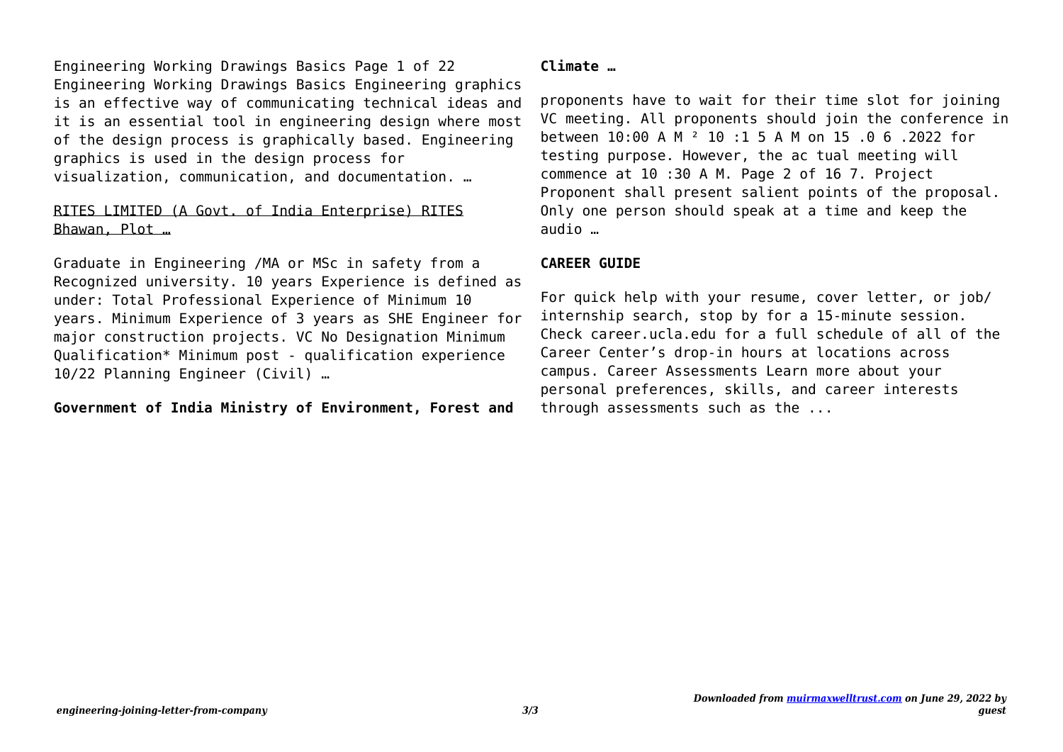Engineering Working Drawings Basics Page 1 of 22 Engineering Working Drawings Basics Engineering graphics is an effective way of communicating technical ideas and it is an essential tool in engineering design where most of the design process is graphically based. Engineering graphics is used in the design process for visualization, communication, and documentation. …

RITES LIMITED (A Govt. of India Enterprise) RITES Bhawan, Plot …

Graduate in Engineering /MA or MSc in safety from a Recognized university. 10 years Experience is defined as under: Total Professional Experience of Minimum 10 years. Minimum Experience of 3 years as SHE Engineer for major construction projects. VC No Designation Minimum Qualification* Minimum post - qualification experience 10/22 Planning Engineer (Civil) …

**Government of India Ministry of Environment, Forest and Climate …**

proponents have to wait for their time slot for joining VC meeting. All proponents should join the conference in between 10:00 A M ² 10 :1 5 A M on 15 .0 6 .2022 for testing purpose. However, the ac tual meeting will commence at 10 :30 A M. Page 2 of 16 7. Project Proponent shall present salient points of the proposal. Only one person should speak at a time and keep the audio …

**CAREER GUIDE**

For quick help with your resume, cover letter, or job/ internship search, stop by for a 15-minute session. Check career.ucla.edu for a full schedule of all of the Career Center's drop-in hours at locations across campus. Career Assessments Learn more about your personal preferences, skills, and career interests through assessments such as the ...